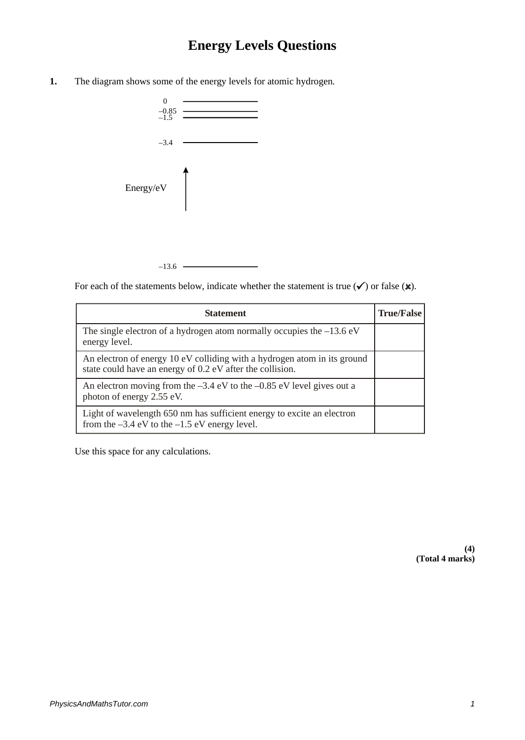# Energy Levels Questions

**1.** The diagram shows some of the energy levels for atomic hydrogen.

0

–0.85

–1.5

–3.4

Energy/eV

–13.6

For each of the statements below, indicate whether the statement is true (✓) or false (✗).

| Statement | True/False |
|---|---|
| The single electron of a hydrogen atom normally occupies the –13.6 eV energy level. | |
| An electron of energy 10 eV colliding with a hydrogen atom in its ground state could have an energy of 0.2 eV after the collision. | |
| An electron moving from the –3.4 eV to the –0.85 eV level gives out a photon of energy 2.55 eV. | |
| Light of wavelength 650 nm has sufficient energy to excite an electron from the –3.4 eV to the –1.5 eV energy level. | |

Use this space for any calculations.

**(4)**
**(Total 4 marks)**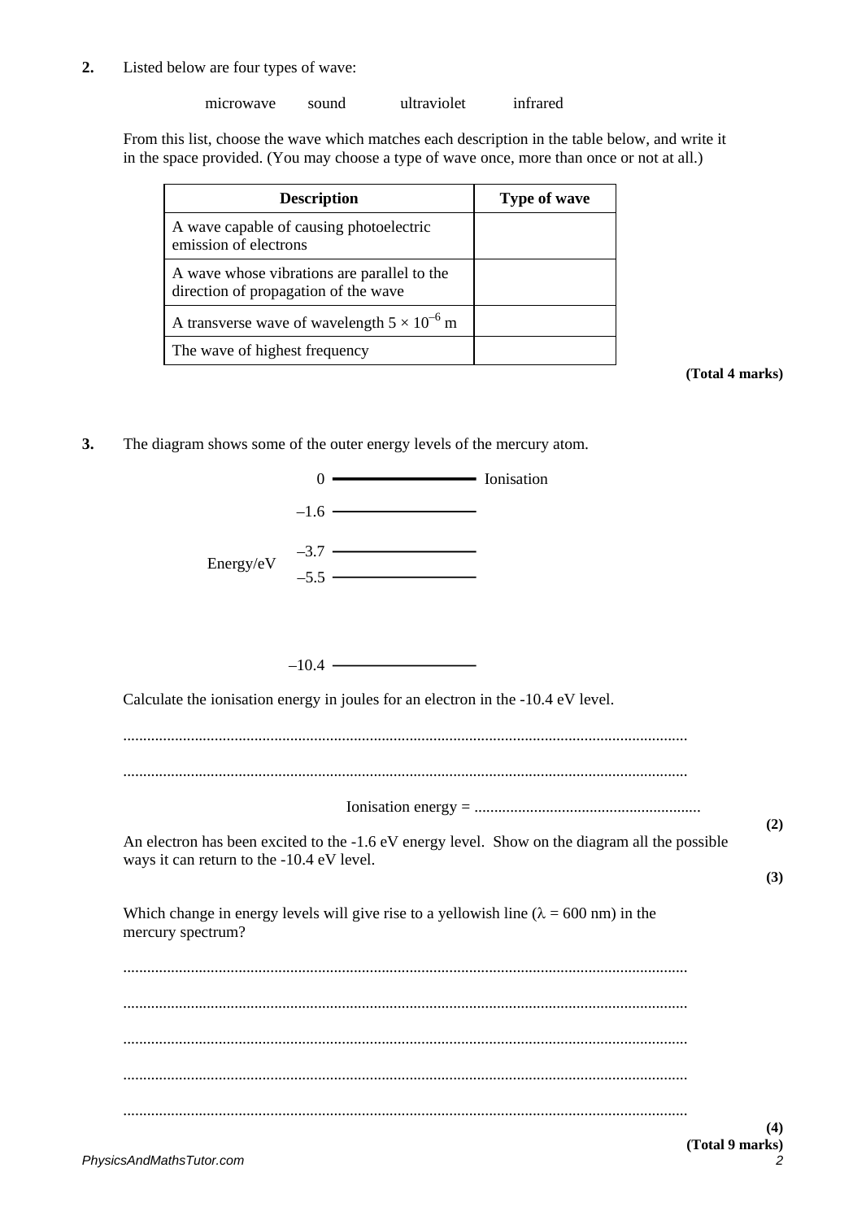**2.** Listed below are four types of wave:

microwave     sound     ultraviolet     infrared

From this list, choose the wave which matches each description in the table below, and write it in the space provided. (You may choose a type of wave once, more than once or not at all.)

| Description | Type of wave |
|---|---|
| A wave capable of causing photoelectric emission of electrons | |
| A wave whose vibrations are parallel to the direction of propagation of the wave | |
| A transverse wave of wavelength $5 \times 10^{-6}$ m | |
| The wave of highest frequency | |

**(Total 4 marks)**

**3.** The diagram shows some of the outer energy levels of the mercury atom.

| Energy/eV | |
|---|---|
| 0 | Ionisation |
| –1.6 | |
| –3.7 | |
| –5.5 | |
| –10.4 | |

Calculate the ionisation energy in joules for an electron in the -10.4 eV level.

..............................................................................................................................

..............................................................................................................................

Ionisation energy = ..........................................................

**(2)**

An electron has been excited to the -1.6 eV energy level. Show on the diagram all the possible ways it can return to the -10.4 eV level.

**(3)**

Which change in energy levels will give rise to a yellowish line ($\lambda$ = 600 nm) in the mercury spectrum?

..............................................................................................................................

..............................................................................................................................

..............................................................................................................................

..............................................................................................................................

..............................................................................................................................

**(4)**

**(Total 9 marks)**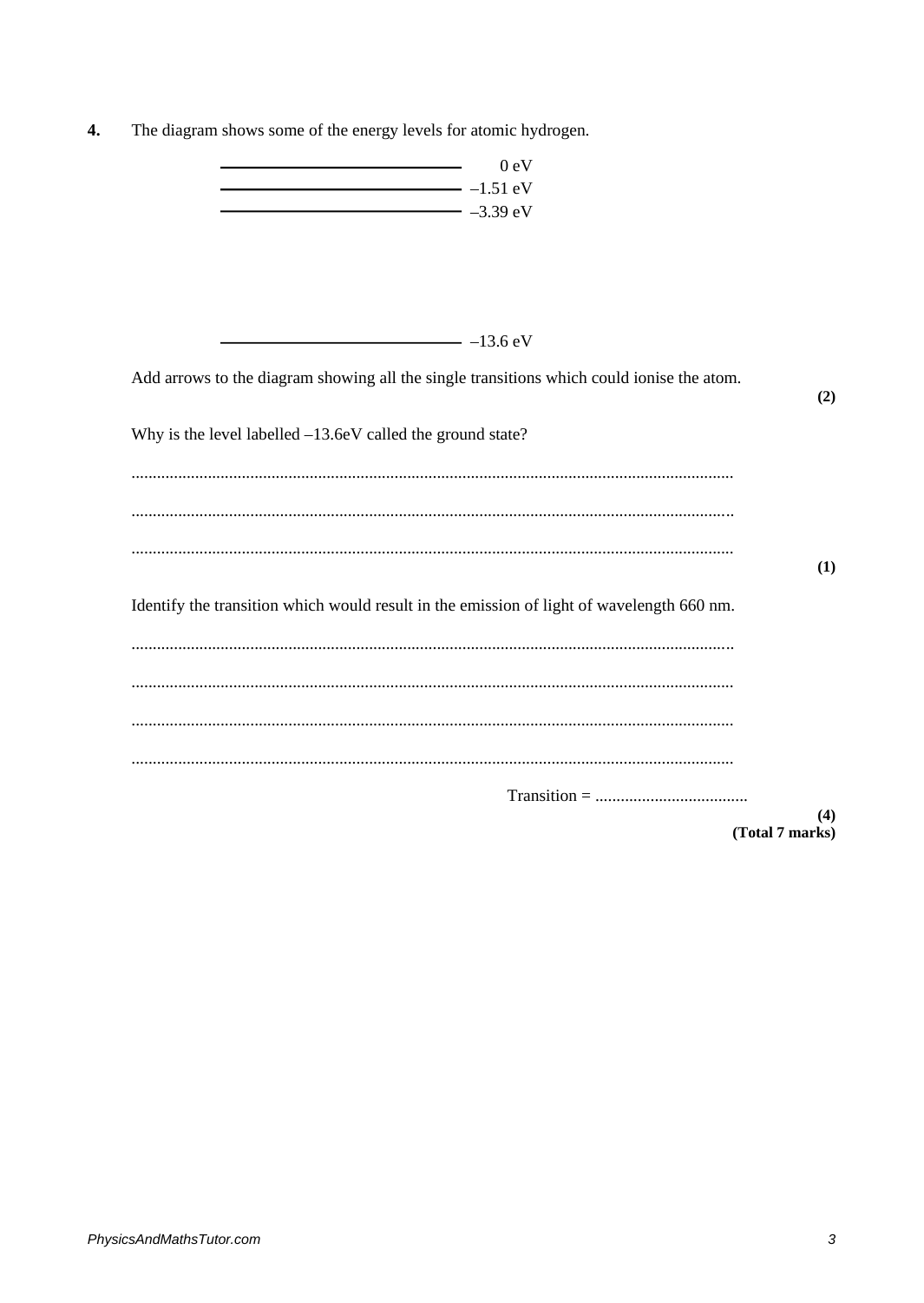**4.** The diagram shows some of the energy levels for atomic hydrogen.

0 eV

–1.51 eV

–3.39 eV

–13.6 eV

Add arrows to the diagram showing all the single transitions which could ionise the atom.

**(2)**

Why is the level labelled –13.6eV called the ground state?

...........................................................................................................................................

...........................................................................................................................................

...........................................................................................................................................

**(1)**

Identify the transition which would result in the emission of light of wavelength 660 nm.

...........................................................................................................................................

...........................................................................................................................................

...........................................................................................................................................

...........................................................................................................................................

Transition = ....................................

**(4)**

**(Total 7 marks)**